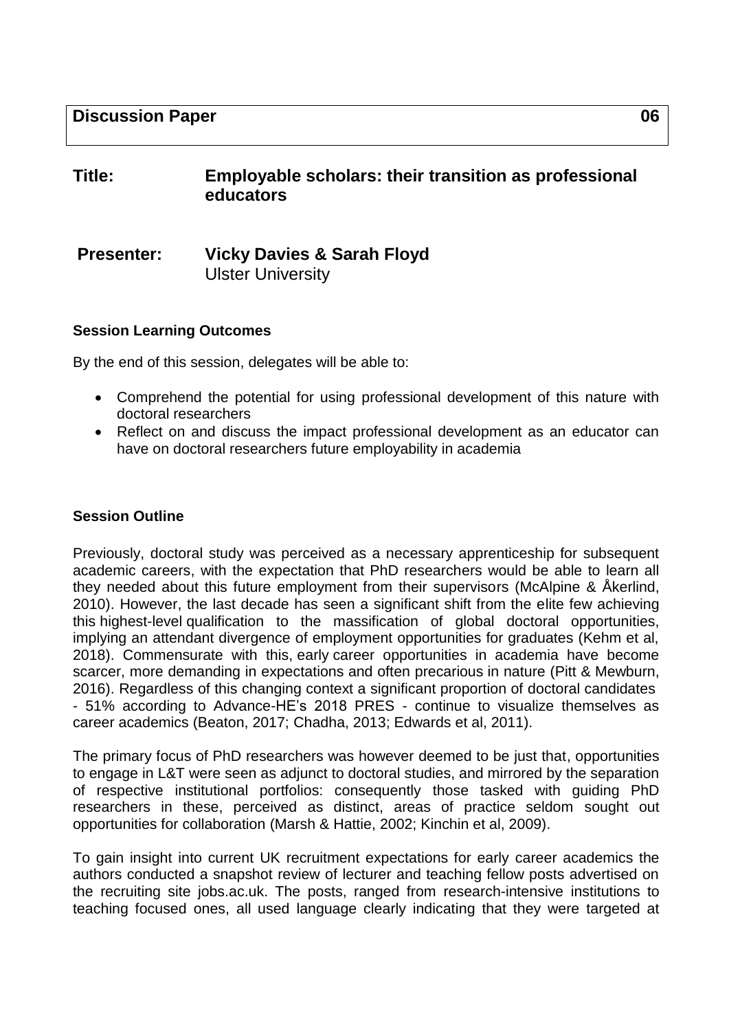**Discussion Paper 06**

**Title:** **Employable scholars: their transition as professional educators**

**Presenter:** **Vicky Davies & Sarah Floyd**
Ulster University

#### Session Learning Outcomes

By the end of this session, delegates will be able to:

- Comprehend the potential for using professional development of this nature with doctoral researchers
- Reflect on and discuss the impact professional development as an educator can have on doctoral researchers future employability in academia

#### Session Outline

Previously, doctoral study was perceived as a necessary apprenticeship for subsequent academic careers, with the expectation that PhD researchers would be able to learn all they needed about this future employment from their supervisors (McAlpine & Åkerlind, 2010). However, the last decade has seen a significant shift from the elite few achieving this highest-level qualification to the massification of global doctoral opportunities, implying an attendant divergence of employment opportunities for graduates (Kehm et al, 2018). Commensurate with this, early career opportunities in academia have become scarcer, more demanding in expectations and often precarious in nature (Pitt & Mewburn, 2016). Regardless of this changing context a significant proportion of doctoral candidates - 51% according to Advance-HE's 2018 PRES - continue to visualize themselves as career academics (Beaton, 2017; Chadha, 2013; Edwards et al, 2011).

The primary focus of PhD researchers was however deemed to be just that, opportunities to engage in L&T were seen as adjunct to doctoral studies, and mirrored by the separation of respective institutional portfolios: consequently those tasked with guiding PhD researchers in these, perceived as distinct, areas of practice seldom sought out opportunities for collaboration (Marsh & Hattie, 2002; Kinchin et al, 2009).

To gain insight into current UK recruitment expectations for early career academics the authors conducted a snapshot review of lecturer and teaching fellow posts advertised on the recruiting site jobs.ac.uk. The posts, ranged from research-intensive institutions to teaching focused ones, all used language clearly indicating that they were targeted at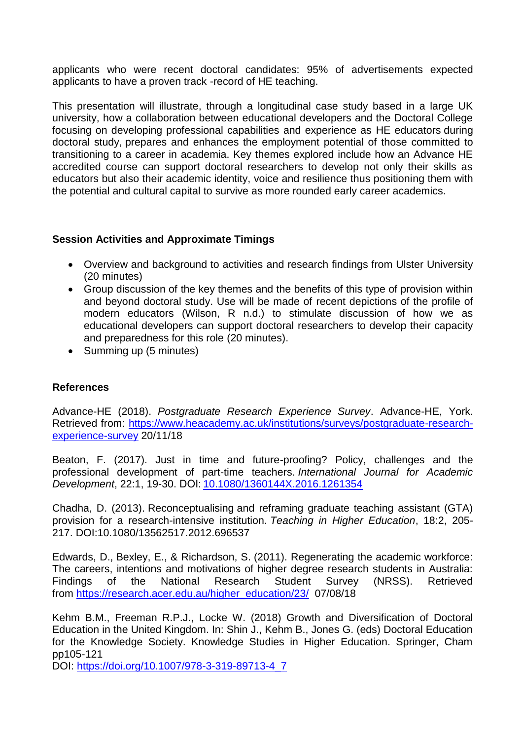applicants who were recent doctoral candidates: 95% of advertisements expected applicants to have a proven track -record of HE teaching.

This presentation will illustrate, through a longitudinal case study based in a large UK university, how a collaboration between educational developers and the Doctoral College focusing on developing professional capabilities and experience as HE educators during doctoral study, prepares and enhances the employment potential of those committed to transitioning to a career in academia. Key themes explored include how an Advance HE accredited course can support doctoral researchers to develop not only their skills as educators but also their academic identity, voice and resilience thus positioning them with the potential and cultural capital to survive as more rounded early career academics.

**Session Activities and Approximate Timings**

- Overview and background to activities and research findings from Ulster University (20 minutes)
- Group discussion of the key themes and the benefits of this type of provision within and beyond doctoral study. Use will be made of recent depictions of the profile of modern educators (Wilson, R n.d.) to stimulate discussion of how we as educational developers can support doctoral researchers to develop their capacity and preparedness for this role (20 minutes).
- Summing up (5 minutes)

**References**

Advance-HE (2018). *Postgraduate Research Experience Survey*. Advance-HE, York. Retrieved from: [https://www.heacademy.ac.uk/institutions/surveys/postgraduate-research-experience-survey](https://www.heacademy.ac.uk/institutions/surveys/postgraduate-research-experience-survey) 20/11/18

Beaton, F. (2017). Just in time and future-proofing? Policy, challenges and the professional development of part-time teachers. *International Journal for Academic Development*, 22:1, 19-30. DOI: [10.1080/1360144X.2016.1261354](https://doi.org/10.1080/1360144X.2016.1261354)

Chadha, D. (2013). Reconceptualising and reframing graduate teaching assistant (GTA) provision for a research-intensive institution. *Teaching in Higher Education*, 18:2, 205-217. DOI:10.1080/13562517.2012.696537

Edwards, D., Bexley, E., & Richardson, S. (2011). Regenerating the academic workforce: The careers, intentions and motivations of higher degree research students in Australia: Findings of the National Research Student Survey (NRSS). Retrieved from [https://research.acer.edu.au/higher_education/23/](https://research.acer.edu.au/higher_education/23/) 07/08/18

Kehm B.M., Freeman R.P.J., Locke W. (2018) Growth and Diversification of Doctoral Education in the United Kingdom. In: Shin J., Kehm B., Jones G. (eds) Doctoral Education for the Knowledge Society. Knowledge Studies in Higher Education. Springer, Cham pp105-121
DOI: [https://doi.org/10.1007/978-3-319-89713-4_7](https://doi.org/10.1007/978-3-319-89713-4_7)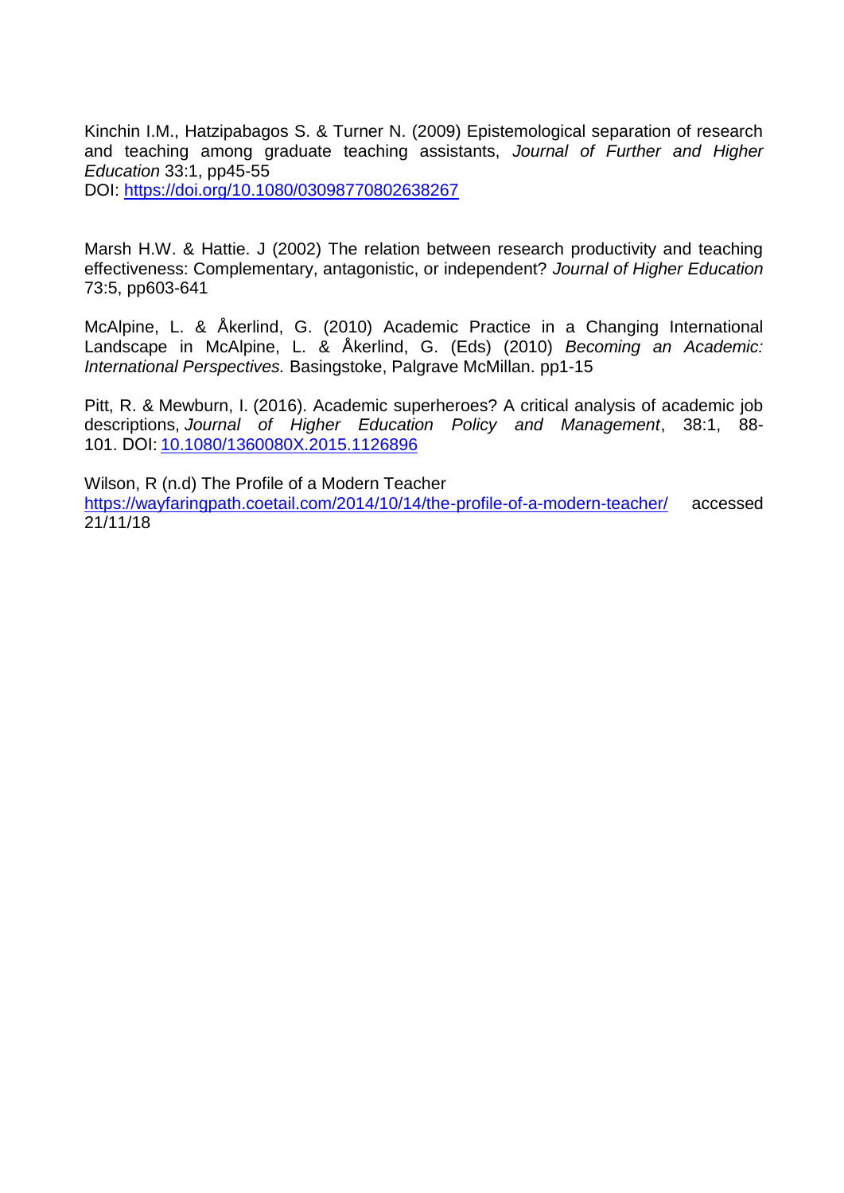Kinchin I.M., Hatzipabagos S. & Turner N. (2009) Epistemological separation of research and teaching among graduate teaching assistants, *Journal of Further and Higher Education* 33:1, pp45-55
DOI: https://doi.org/10.1080/03098770802638267

Marsh H.W. & Hattie. J (2002) The relation between research productivity and teaching effectiveness: Complementary, antagonistic, or independent? *Journal of Higher Education* 73:5, pp603-641

McAlpine, L. & Åkerlind, G. (2010) Academic Practice in a Changing International Landscape in McAlpine, L. & Åkerlind, G. (Eds) (2010) *Becoming an Academic: International Perspectives.* Basingstoke, Palgrave McMillan. pp1-15

Pitt, R. & Mewburn, I. (2016). Academic superheroes? A critical analysis of academic job descriptions, *Journal of Higher Education Policy and Management*, 38:1, 88-101. DOI: 10.1080/1360080X.2015.1126896

Wilson, R (n.d) The Profile of a Modern Teacher
https://wayfaringpath.coetail.com/2014/10/14/the-profile-of-a-modern-teacher/ accessed 21/11/18